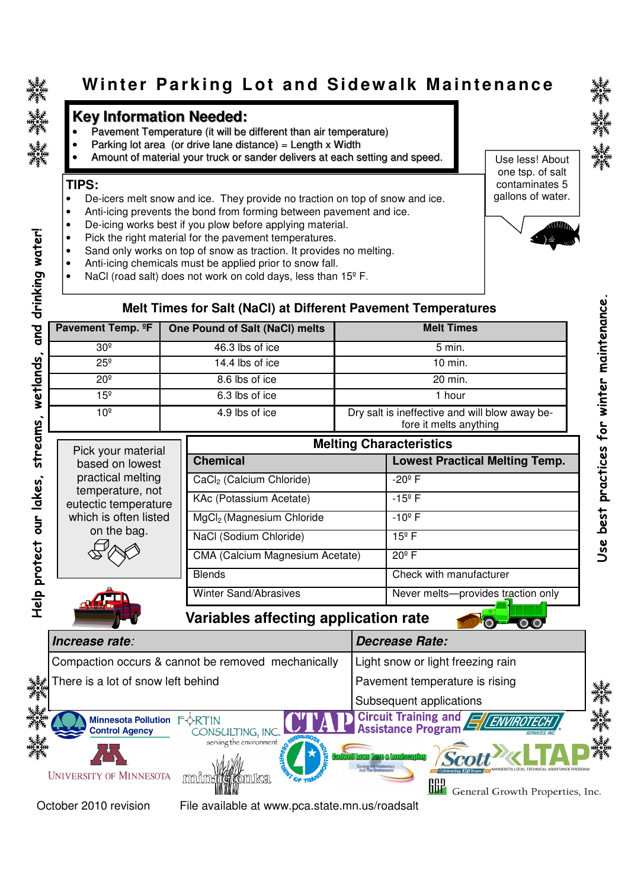# Winter Parking Lot and Sidewalk Maintenance

## Key Information Needed:

- Pavement Temperature (it will be different than air temperature)
- Parking lot area (or drive lane distance) = Length x Width
- Amount of material your truck or sander delivers at each setting and speed.

Use less! About one tsp. of salt contaminates 5 gallons of water.

## TIPS:

- De-icers melt snow and ice. They provide no traction on top of snow and ice.
- Anti-icing prevents the bond from forming between pavement and ice.
- De-icing works best if you plow before applying material.
- Pick the right material for the pavement temperatures.
- Sand only works on top of snow as traction. It provides no melting.
- Anti-icing chemicals must be applied prior to snow fall.
- NaCl (road salt) does not work on cold days, less than 15º F.

Help protect our lakes, streams, wetlands, and drinking water!

Use best practices for winter maintenance.

### Melt Times for Salt (NaCl) at Different Pavement Temperatures

| Pavement Temp. ºF | One Pound of Salt (NaCl) melts | Melt Times |
|---|---|---|
| 30º | 46.3 lbs of ice | 5 min. |
| 25º | 14.4 lbs of ice | 10 min. |
| 20º | 8.6 lbs of ice | 20 min. |
| 15º | 6.3 lbs of ice | 1 hour |
| 10º | 4.9 lbs of ice | Dry salt is ineffective and will blow away before it melts anything |

Pick your material based on lowest practical melting temperature, not eutectic temperature which is often listed on the bag.

### Melting Characteristics

| Chemical | Lowest Practical Melting Temp. |
|---|---|
| $CaCl_2$ (Calcium Chloride) | -20º F |
| KAc (Potassium Acetate) | -15º F |
| $MgCl_2$ (Magnesium Chloride | -10º F |
| NaCl (Sodium Chloride) | 15º F |
| CMA (Calcium Magnesium Acetate) | 20º F |
| Blends | Check with manufacturer |
| Winter Sand/Abrasives | Never melts—provides traction only |

### Variables affecting application rate

| *Increase rate:* | *Decrease Rate:* |
|---|---|
| Compaction occurs & cannot be removed mechanically | Light snow or light freezing rain |
| There is a lot of snow left behind | Pavement temperature is rising |
| | Subsequent applications |

Minnesota Pollution Control Agency · Fortin Consulting, Inc. serving the environment · CTAP Circuit Training and Assistance Program · Envirotech Services, Inc. · University of Minnesota · Minnetonka · Minnesota Department of Transportation · Cadwell Lawn Care & Landscaping · Scott · LTAP Minnesota Local Technical Assistance Program · General Growth Properties, Inc.

October 2010 revision    File available at www.pca.state.mn.us/roadsalt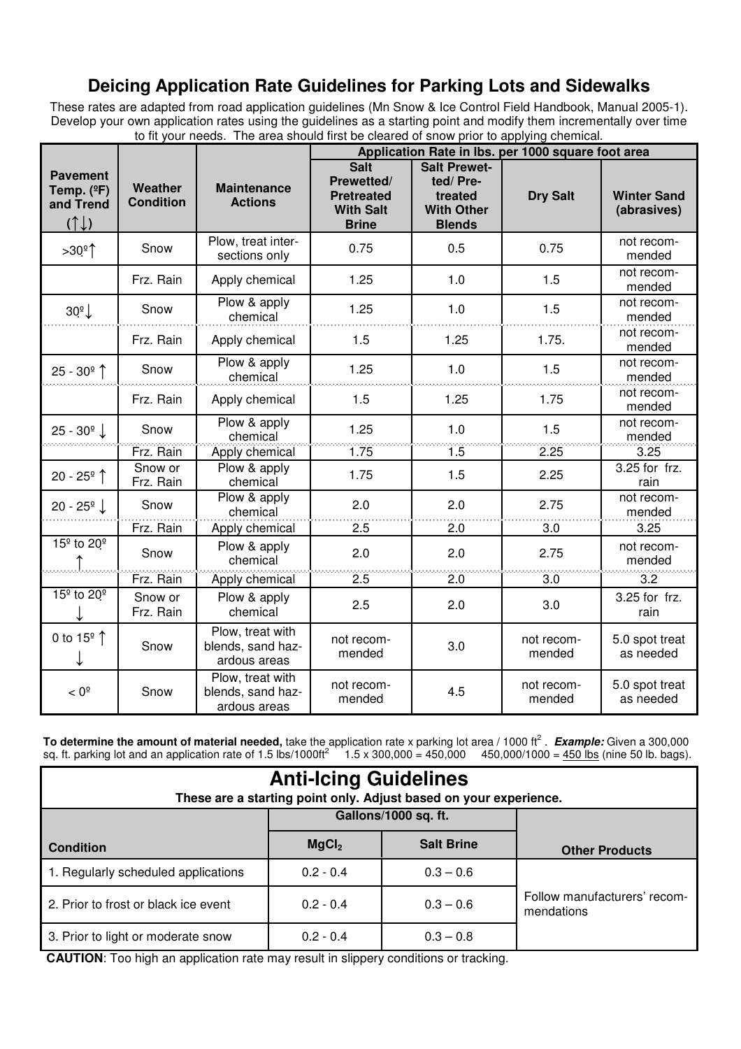# Deicing Application Rate Guidelines for Parking Lots and Sidewalks

These rates are adapted from road application guidelines (Mn Snow & Ice Control Field Handbook, Manual 2005-1). Develop your own application rates using the guidelines as a starting point and modify them incrementally over time to fit your needs. The area should first be cleared of snow prior to applying chemical.

| Pavement Temp. (ºF) and Trend (↑↓) | Weather Condition | Maintenance Actions | Application Rate in lbs. per 1000 square foot area | | | |
|---|---|---|---|---|---|---|
| | | | Salt Prewetted/ Pretreated With Salt Brine | Salt Prewet-ted/ Pre-treated With Other Blends | Dry Salt | Winter Sand (abrasives) |
| >30º↑ | Snow | Plow, treat inter-sections only | 0.75 | 0.5 | 0.75 | not recom-mended |
| | Frz. Rain | Apply chemical | 1.25 | 1.0 | 1.5 | not recom-mended |
| 30º↓ | Snow | Plow & apply chemical | 1.25 | 1.0 | 1.5 | not recom-mended |
| | Frz. Rain | Apply chemical | 1.5 | 1.25 | 1.75. | not recom-mended |
| 25 - 30º ↑ | Snow | Plow & apply chemical | 1.25 | 1.0 | 1.5 | not recom-mended |
| | Frz. Rain | Apply chemical | 1.5 | 1.25 | 1.75 | not recom-mended |
| 25 - 30º ↓ | Snow | Plow & apply chemical | 1.25 | 1.0 | 1.5 | not recom-mended |
| | Frz. Rain | Apply chemical | 1.75 | 1.5 | 2.25 | 3.25 |
| 20 - 25º ↑ | Snow or Frz. Rain | Plow & apply chemical | 1.75 | 1.5 | 2.25 | 3.25 for frz. rain |
| 20 - 25º ↓ | Snow | Plow & apply chemical | 2.0 | 2.0 | 2.75 | not recom-mended |
| | Frz. Rain | Apply chemical | 2.5 | 2.0 | 3.0 | 3.25 |
| 15º to 20º ↑ | Snow | Plow & apply chemical | 2.0 | 2.0 | 2.75 | not recom-mended |
| | Frz. Rain | Apply chemical | 2.5 | 2.0 | 3.0 | 3.2 |
| 15º to 20º ↓ | Snow or Frz. Rain | Plow & apply chemical | 2.5 | 2.0 | 3.0 | 3.25 for frz. rain |
| 0 to 15º ↑ ↓ | Snow | Plow, treat with blends, sand haz-ardous areas | not recom-mended | 3.0 | not recom-mended | 5.0 spot treat as needed |
| < 0º | Snow | Plow, treat with blends, sand haz-ardous areas | not recom-mended | 4.5 | not recom-mended | 5.0 spot treat as needed |

**To determine the amount of material needed,** take the application rate x parking lot area / 1000 ft$^2$. ***Example:*** Given a 300,000 sq. ft. parking lot and an application rate of 1.5 lbs/1000ft$^2$ 1.5 x 300,000 = 450,000 450,000/1000 = 450 lbs (nine 50 lb. bags).

## Anti-Icing Guidelines

**These are a starting point only. Adjust based on your experience.**

| Condition | Gallons/1000 sq. ft. | | Other Products |
|---|---|---|---|
| | $MgCl_2$ | Salt Brine | |
| 1. Regularly scheduled applications | 0.2 - 0.4 | 0.3 – 0.6 | Follow manufacturers' recom-mendations |
| 2. Prior to frost or black ice event | 0.2 - 0.4 | 0.3 – 0.6 | |
| 3. Prior to light or moderate snow | 0.2 - 0.4 | 0.3 – 0.8 | |

**CAUTION**: Too high an application rate may result in slippery conditions or tracking.